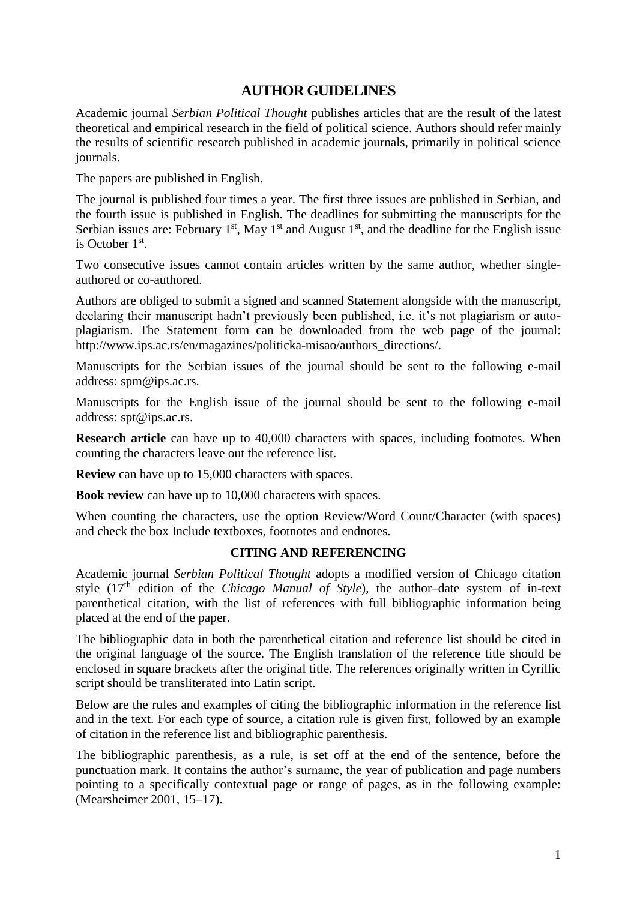# AUTHOR GUIDELINES

Academic journal *Serbian Political Thought* publishes articles that are the result of the latest theoretical and empirical research in the field of political science. Authors should refer mainly the results of scientific research published in academic journals, primarily in political science journals.

The papers are published in English.

The journal is published four times a year. The first three issues are published in Serbian, and the fourth issue is published in English. The deadlines for submitting the manuscripts for the Serbian issues are: February 1st, May 1st and August 1st, and the deadline for the English issue is October 1st.

Two consecutive issues cannot contain articles written by the same author, whether single-authored or co-authored.

Authors are obliged to submit a signed and scanned Statement alongside with the manuscript, declaring their manuscript hadn't previously been published, i.e. it's not plagiarism or auto-plagiarism. The Statement form can be downloaded from the web page of the journal: http://www.ips.ac.rs/en/magazines/politicka-misao/authors_directions/.

Manuscripts for the Serbian issues of the journal should be sent to the following e-mail address: spm@ips.ac.rs.

Manuscripts for the English issue of the journal should be sent to the following e-mail address: spt@ips.ac.rs.

**Research article** can have up to 40,000 characters with spaces, including footnotes. When counting the characters leave out the reference list.

**Review** can have up to 15,000 characters with spaces.

**Book review** can have up to 10,000 characters with spaces.

When counting the characters, use the option Review/Word Count/Character (with spaces) and check the box Include textboxes, footnotes and endnotes.

## CITING AND REFERENCING

Academic journal *Serbian Political Thought* adopts a modified version of Chicago citation style (17th edition of the *Chicago Manual of Style*), the author–date system of in-text parenthetical citation, with the list of references with full bibliographic information being placed at the end of the paper.

The bibliographic data in both the parenthetical citation and reference list should be cited in the original language of the source. The English translation of the reference title should be enclosed in square brackets after the original title. The references originally written in Cyrillic script should be transliterated into Latin script.

Below are the rules and examples of citing the bibliographic information in the reference list and in the text. For each type of source, a citation rule is given first, followed by an example of citation in the reference list and bibliographic parenthesis.

The bibliographic parenthesis, as a rule, is set off at the end of the sentence, before the punctuation mark. It contains the author's surname, the year of publication and page numbers pointing to a specifically contextual page or range of pages, as in the following example: (Mearsheimer 2001, 15–17).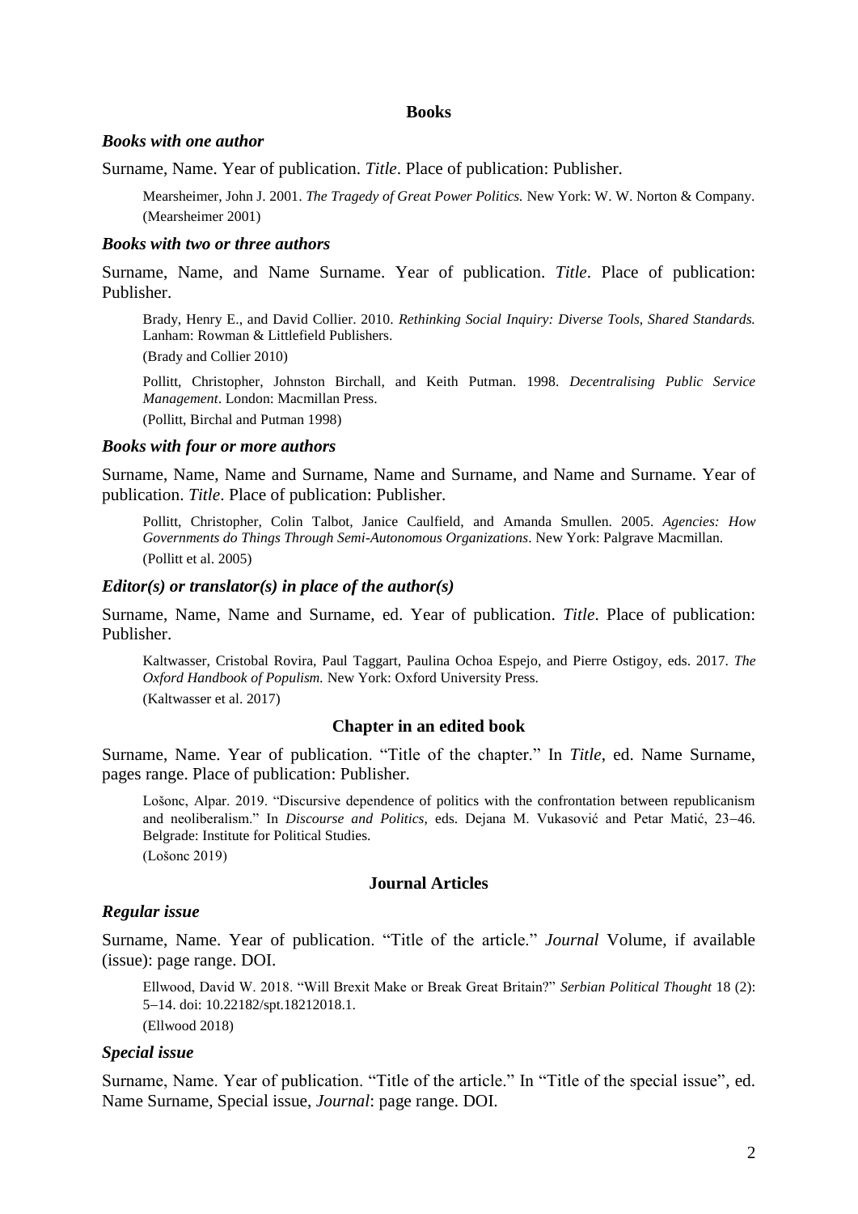## Books

### *Books with one author*

Surname, Name. Year of publication. *Title*. Place of publication: Publisher.

> Mearsheimer, John J. 2001. *The Tragedy of Great Power Politics.* New York: W. W. Norton & Company.
> (Mearsheimer 2001)

### *Books with two or three authors*

Surname, Name, and Name Surname. Year of publication. *Title*. Place of publication: Publisher.

> Brady, Henry E., and David Collier. 2010. *Rethinking Social Inquiry: Diverse Tools, Shared Standards.* Lanham: Rowman & Littlefield Publishers.
>
> (Brady and Collier 2010)
>
> Pollitt, Christopher, Johnston Birchall, and Keith Putman. 1998. *Decentralising Public Service Management*. London: Macmillan Press.
>
> (Pollitt, Birchal and Putman 1998)

### *Books with four or more authors*

Surname, Name, Name and Surname, Name and Surname, and Name and Surname. Year of publication. *Title*. Place of publication: Publisher.

> Pollitt, Christopher, Colin Talbot, Janice Caulfield, and Amanda Smullen. 2005. *Agencies: How Governments do Things Through Semi-Autonomous Organizations*. New York: Palgrave Macmillan.
>
> (Pollitt et al. 2005)

### *Editor(s) or translator(s) in place of the author(s)*

Surname, Name, Name and Surname, ed. Year of publication. *Title*. Place of publication: Publisher.

> Kaltwasser, Cristobal Rovira, Paul Taggart, Paulina Ochoa Espejo, and Pierre Ostigoy, eds. 2017. *The Oxford Handbook of Populism.* New York: Oxford University Press.
>
> (Kaltwasser et al. 2017)

## Chapter in an edited book

Surname, Name. Year of publication. "Title of the chapter." In *Title*, ed. Name Surname, pages range. Place of publication: Publisher.

> Lošonc, Alpar. 2019. "Discursive dependence of politics with the confrontation between republicanism and neoliberalism." In *Discourse and Politics*, eds. Dejana M. Vukasović and Petar Matić, 23–46. Belgrade: Institute for Political Studies.
>
> (Lošonc 2019)

## Journal Articles

### *Regular issue*

Surname, Name. Year of publication. "Title of the article." *Journal* Volume, if available (issue): page range. DOI.

> Ellwood, David W. 2018. "Will Brexit Make or Break Great Britain?" *Serbian Political Thought* 18 (2): 5–14. doi: 10.22182/spt.18212018.1.
>
> (Ellwood 2018)

### *Special issue*

Surname, Name. Year of publication. "Title of the article." In "Title of the special issue", ed. Name Surname, Special issue, *Journal*: page range. DOI.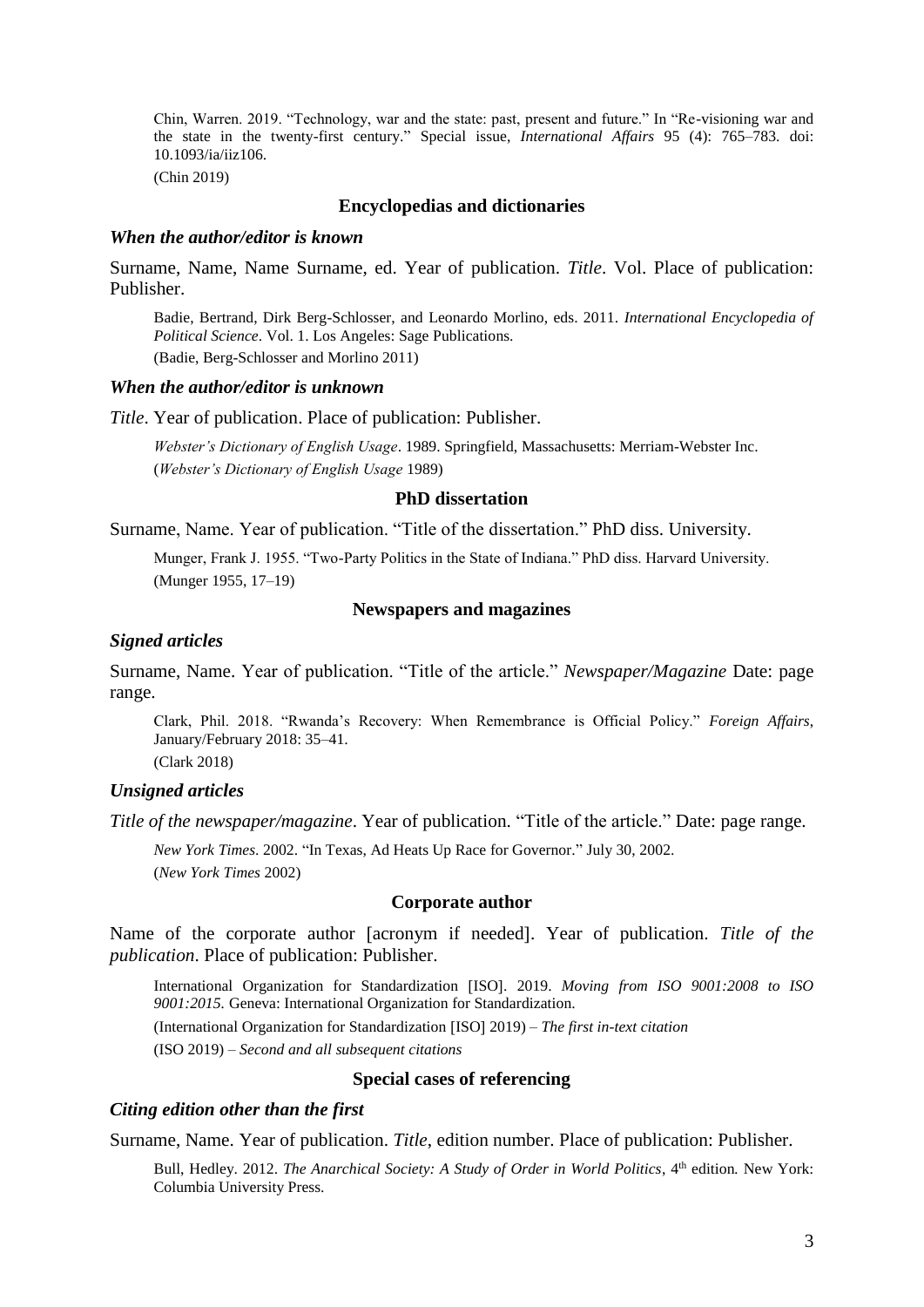Chin, Warren. 2019. "Technology, war and the state: past, present and future." In "Re-visioning war and the state in the twenty-first century." Special issue, *International Affairs* 95 (4): 765–783. doi: 10.1093/ia/iiz106.

(Chin 2019)

## Encyclopedias and dictionaries

### *When the author/editor is known*

Surname, Name, Name Surname, ed. Year of publication. *Title*. Vol. Place of publication: Publisher.

Badie, Bertrand, Dirk Berg-Schlosser, and Leonardo Morlino, eds. 2011. *International Encyclopedia of Political Science*. Vol. 1. Los Angeles: Sage Publications.

(Badie, Berg-Schlosser and Morlino 2011)

### *When the author/editor is unknown*

*Title*. Year of publication. Place of publication: Publisher.

*Webster's Dictionary of English Usage*. 1989. Springfield, Massachusetts: Merriam-Webster Inc.

(*Webster's Dictionary of English Usage* 1989)

## PhD dissertation

Surname, Name. Year of publication. "Title of the dissertation." PhD diss. University.

Munger, Frank J. 1955. "Two-Party Politics in the State of Indiana." PhD diss. Harvard University.

(Munger 1955, 17–19)

## Newspapers and magazines

### *Signed articles*

Surname, Name. Year of publication. "Title of the article." *Newspaper/Magazine* Date: page range.

Clark, Phil. 2018. "Rwanda's Recovery: When Remembrance is Official Policy." *Foreign Affairs*, January/February 2018: 35–41.

(Clark 2018)

### *Unsigned articles*

*Title of the newspaper/magazine*. Year of publication. "Title of the article." Date: page range.

*New York Times*. 2002. "In Texas, Ad Heats Up Race for Governor." July 30, 2002.

(*New York Times* 2002)

## Corporate author

Name of the corporate author [acronym if needed]. Year of publication. *Title of the publication*. Place of publication: Publisher.

International Organization for Standardization [ISO]. 2019. *Moving from ISO 9001:2008 to ISO 9001:2015.* Geneva: International Organization for Standardization.

(International Organization for Standardization [ISO] 2019) – *The first in-text citation*

(ISO 2019) – *Second and all subsequent citations*

## Special cases of referencing

### *Citing edition other than the first*

Surname, Name. Year of publication. *Title*, edition number. Place of publication: Publisher.

Bull, Hedley. 2012. *The Anarchical Society: A Study of Order in World Politics*, 4th edition. New York: Columbia University Press.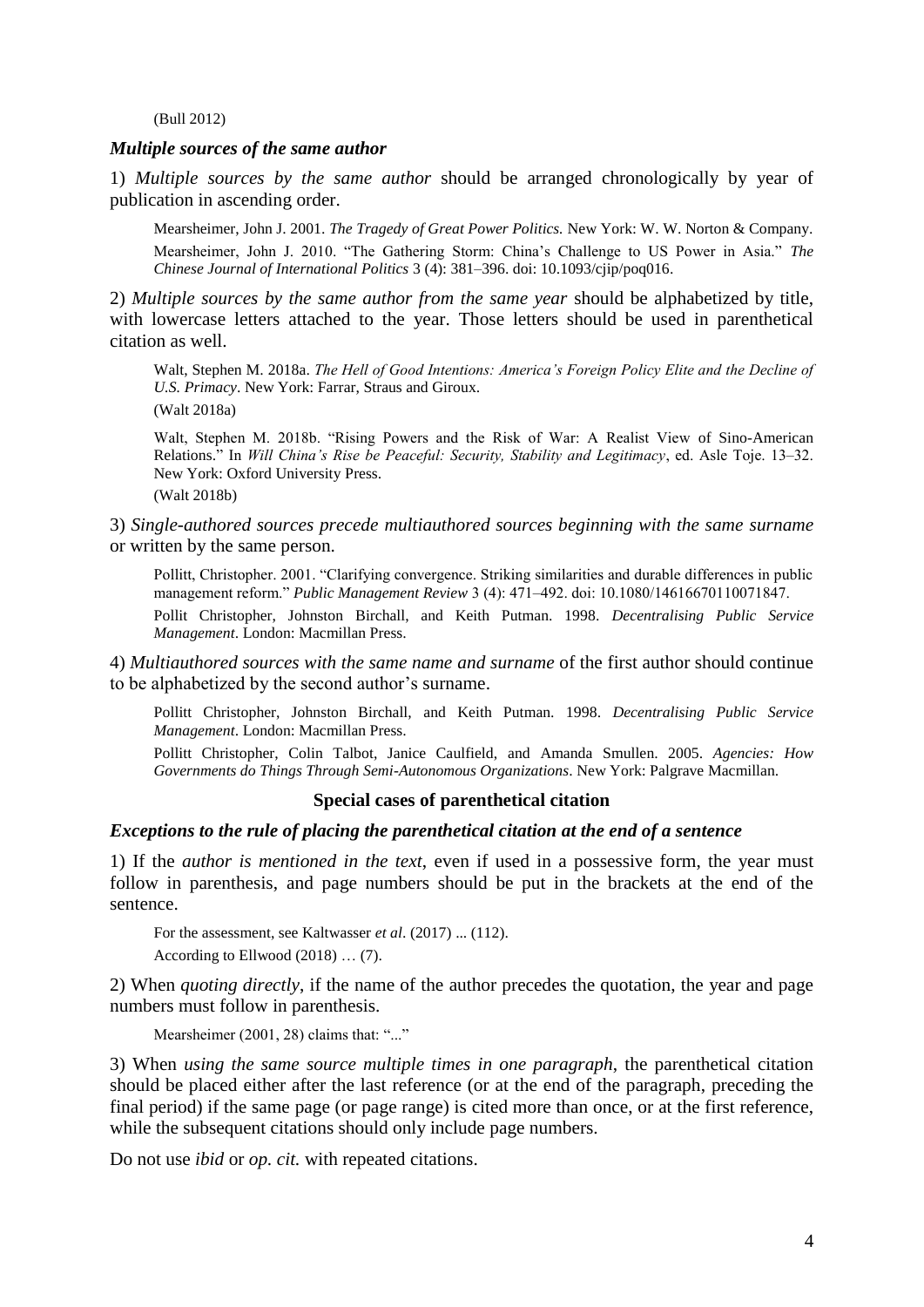(Bull 2012)

### *Multiple sources of the same author*

1) *Multiple sources by the same author* should be arranged chronologically by year of publication in ascending order.

> Mearsheimer, John J. 2001. *The Tragedy of Great Power Politics.* New York: W. W. Norton & Company.
>
> Mearsheimer, John J. 2010. "The Gathering Storm: China's Challenge to US Power in Asia." *The Chinese Journal of International Politics* 3 (4): 381–396. doi: 10.1093/cjip/poq016.

2) *Multiple sources by the same author from the same year* should be alphabetized by title, with lowercase letters attached to the year. Those letters should be used in parenthetical citation as well.

> Walt, Stephen M. 2018a. *The Hell of Good Intentions: America's Foreign Policy Elite and the Decline of U.S. Primacy*. New York: Farrar, Straus and Giroux.
>
> (Walt 2018a)
>
> Walt, Stephen M. 2018b. "Rising Powers and the Risk of War: A Realist View of Sino-American Relations." In *Will China's Rise be Peaceful: Security, Stability and Legitimacy*, ed. Asle Toje. 13–32. New York: Oxford University Press.
>
> (Walt 2018b)

3) *Single-authored sources precede multiauthored sources beginning with the same surname* or written by the same person.

> Pollitt, Christopher. 2001. "Clarifying convergence. Striking similarities and durable differences in public management reform." *Public Management Review* 3 (4): 471–492. doi: 10.1080/14616670110071847.
>
> Pollit Christopher, Johnston Birchall, and Keith Putman. 1998. *Decentralising Public Service Management*. London: Macmillan Press.

4) *Multiauthored sources with the same name and surname* of the first author should continue to be alphabetized by the second author's surname.

> Pollitt Christopher, Johnston Birchall, and Keith Putman. 1998. *Decentralising Public Service Management*. London: Macmillan Press.
>
> Pollitt Christopher, Colin Talbot, Janice Caulfield, and Amanda Smullen. 2005. *Agencies: How Governments do Things Through Semi-Autonomous Organizations*. New York: Palgrave Macmillan.

## **Special cases of parenthetical citation**

### *Exceptions to the rule of placing the parenthetical citation at the end of a sentence*

1) If the *author is mentioned in the text*, even if used in a possessive form, the year must follow in parenthesis, and page numbers should be put in the brackets at the end of the sentence.

> For the assessment, see Kaltwasser *et al*. (2017) ... (112).
>
> According to Ellwood (2018) … (7).

2) When *quoting directly*, if the name of the author precedes the quotation, the year and page numbers must follow in parenthesis.

> Mearsheimer (2001, 28) claims that: "..."

3) When *using the same source multiple times in one paragraph*, the parenthetical citation should be placed either after the last reference (or at the end of the paragraph, preceding the final period) if the same page (or page range) is cited more than once, or at the first reference, while the subsequent citations should only include page numbers.

Do not use *ibid* or *op. cit.* with repeated citations.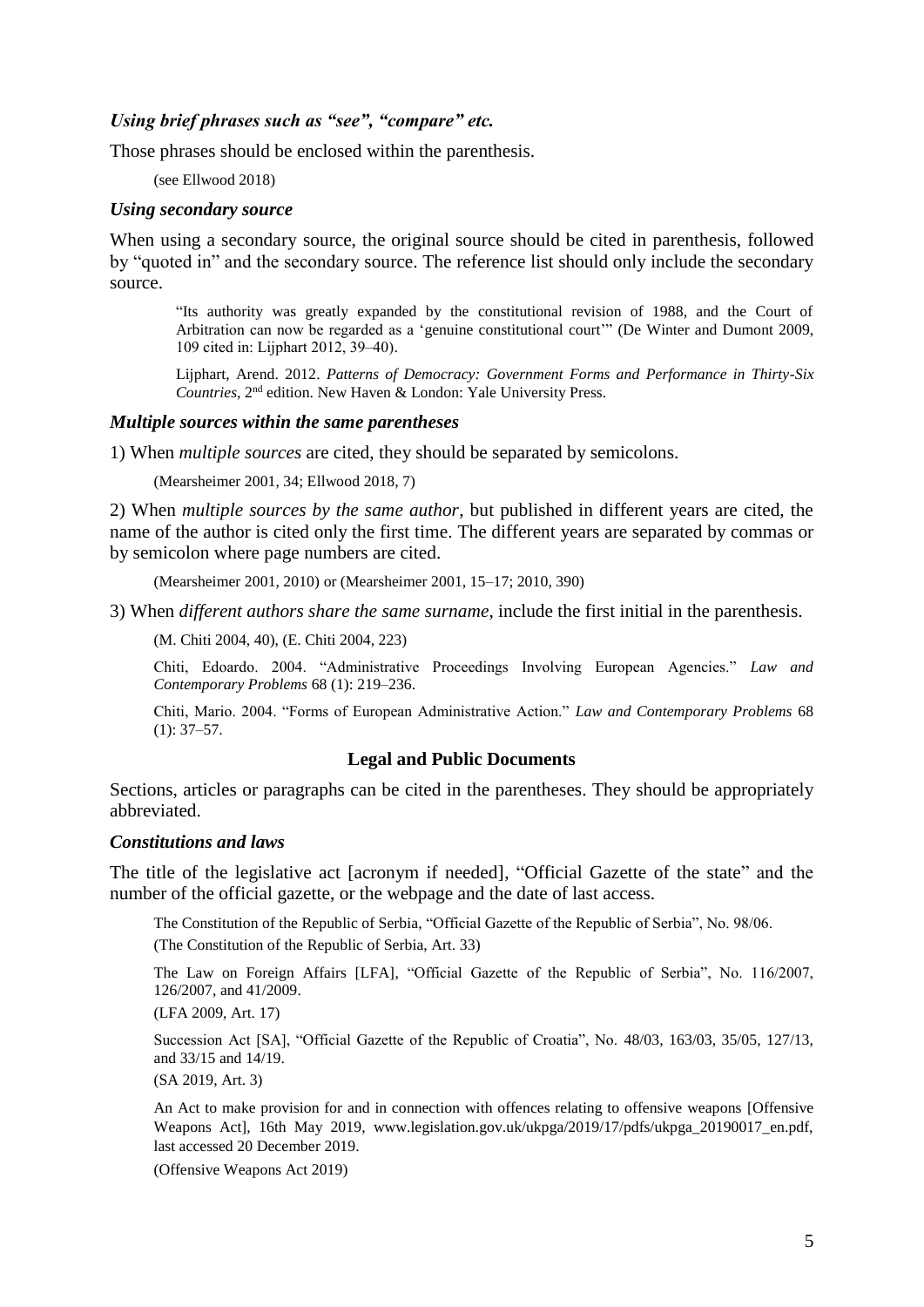### *Using brief phrases such as "see", "compare" etc.*

Those phrases should be enclosed within the parenthesis.

> (see Ellwood 2018)

### *Using secondary source*

When using a secondary source, the original source should be cited in parenthesis, followed by "quoted in" and the secondary source. The reference list should only include the secondary source.

> "Its authority was greatly expanded by the constitutional revision of 1988, and the Court of Arbitration can now be regarded as a 'genuine constitutional court'" (De Winter and Dumont 2009, 109 cited in: Lijphart 2012, 39–40).
>
> Lijphart, Arend. 2012. *Patterns of Democracy: Government Forms and Performance in Thirty-Six Countries*, 2nd edition. New Haven & London: Yale University Press.

### *Multiple sources within the same parentheses*

1) When *multiple sources* are cited, they should be separated by semicolons.

> (Mearsheimer 2001, 34; Ellwood 2018, 7)

2) When *multiple sources by the same author*, but published in different years are cited, the name of the author is cited only the first time. The different years are separated by commas or by semicolon where page numbers are cited.

> (Mearsheimer 2001, 2010) or (Mearsheimer 2001, 15–17; 2010, 390)

3) When *different authors share the same surname*, include the first initial in the parenthesis.

> (M. Chiti 2004, 40), (E. Chiti 2004, 223)
>
> Chiti, Edoardo. 2004. "Administrative Proceedings Involving European Agencies." *Law and Contemporary Problems* 68 (1): 219–236.
>
> Chiti, Mario. 2004. "Forms of European Administrative Action." *Law and Contemporary Problems* 68 (1): 37–57.

## **Legal and Public Documents**

Sections, articles or paragraphs can be cited in the parentheses. They should be appropriately abbreviated.

### *Constitutions and laws*

The title of the legislative act [acronym if needed], "Official Gazette of the state" and the number of the official gazette, or the webpage and the date of last access.

> The Constitution of the Republic of Serbia, "Official Gazette of the Republic of Serbia", No. 98/06.
>
> (The Constitution of the Republic of Serbia, Art. 33)
>
> The Law on Foreign Affairs [LFA], "Official Gazette of the Republic of Serbia", No. 116/2007, 126/2007, and 41/2009.
>
> (LFA 2009, Art. 17)
>
> Succession Act [SA], "Official Gazette of the Republic of Croatia", No. 48/03, 163/03, 35/05, 127/13, and 33/15 and 14/19.
>
> (SA 2019, Art. 3)
>
> An Act to make provision for and in connection with offences relating to offensive weapons [Offensive Weapons Act], 16th May 2019, www.legislation.gov.uk/ukpga/2019/17/pdfs/ukpga_20190017_en.pdf, last accessed 20 December 2019.
>
> (Offensive Weapons Act 2019)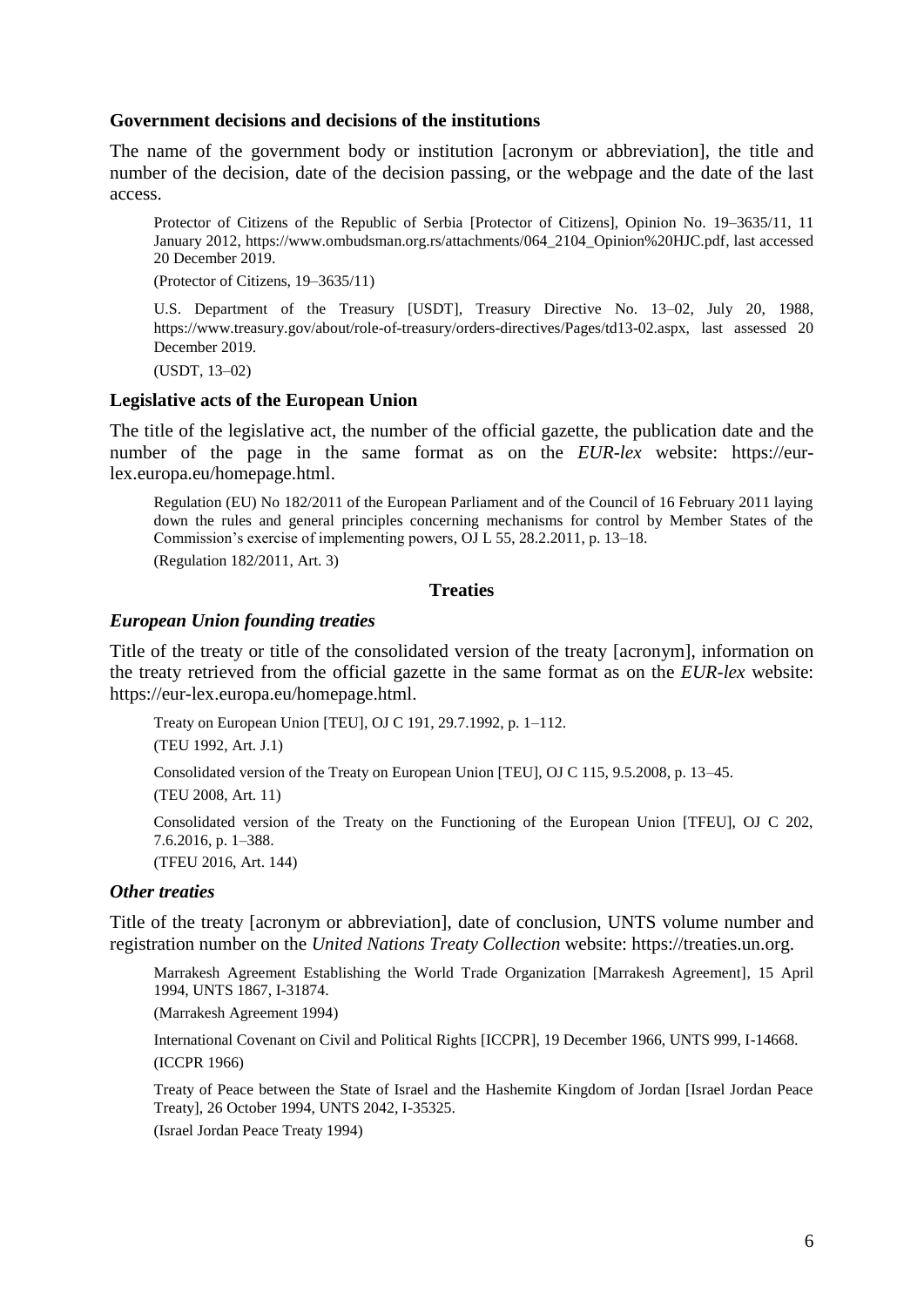### Government decisions and decisions of the institutions

The name of the government body or institution [acronym or abbreviation], the title and number of the decision, date of the decision passing, or the webpage and the date of the last access.

> Protector of Citizens of the Republic of Serbia [Protector of Citizens], Opinion No. 19–3635/11, 11 January 2012, https://www.ombudsman.org.rs/attachments/064_2104_Opinion%20HJC.pdf, last accessed 20 December 2019.
>
> (Protector of Citizens, 19–3635/11)
>
> U.S. Department of the Treasury [USDT], Treasury Directive No. 13–02, July 20, 1988, https://www.treasury.gov/about/role-of-treasury/orders-directives/Pages/td13-02.aspx, last assessed 20 December 2019.
>
> (USDT, 13–02)

### Legislative acts of the European Union

The title of the legislative act, the number of the official gazette, the publication date and the number of the page in the same format as on the *EUR-lex* website: https://eur-lex.europa.eu/homepage.html.

> Regulation (EU) No 182/2011 of the European Parliament and of the Council of 16 February 2011 laying down the rules and general principles concerning mechanisms for control by Member States of the Commission's exercise of implementing powers, OJ L 55, 28.2.2011, p. 13–18.
>
> (Regulation 182/2011, Art. 3)

## Treaties

### *European Union founding treaties*

Title of the treaty or title of the consolidated version of the treaty [acronym], information on the treaty retrieved from the official gazette in the same format as on the *EUR-lex* website: https://eur-lex.europa.eu/homepage.html.

> Treaty on European Union [TEU], OJ C 191, 29.7.1992, p. 1–112.
>
> (TEU 1992, Art. J.1)
>
> Consolidated version of the Treaty on European Union [TEU], OJ C 115, 9.5.2008, p. 13–45.
>
> (TEU 2008, Art. 11)
>
> Consolidated version of the Treaty on the Functioning of the European Union [TFEU], OJ C 202, 7.6.2016, p. 1–388.
>
> (TFEU 2016, Art. 144)

### *Other treaties*

Title of the treaty [acronym or abbreviation], date of conclusion, UNTS volume number and registration number on the *United Nations Treaty Collection* website: https://treaties.un.org.

> Marrakesh Agreement Establishing the World Trade Organization [Marrakesh Agreement], 15 April 1994, UNTS 1867, I-31874.
>
> (Marrakesh Agreement 1994)
>
> International Covenant on Civil and Political Rights [ICCPR], 19 December 1966, UNTS 999, I-14668.
>
> (ICCPR 1966)
>
> Treaty of Peace between the State of Israel and the Hashemite Kingdom of Jordan [Israel Jordan Peace Treaty], 26 October 1994, UNTS 2042, I-35325.
>
> (Israel Jordan Peace Treaty 1994)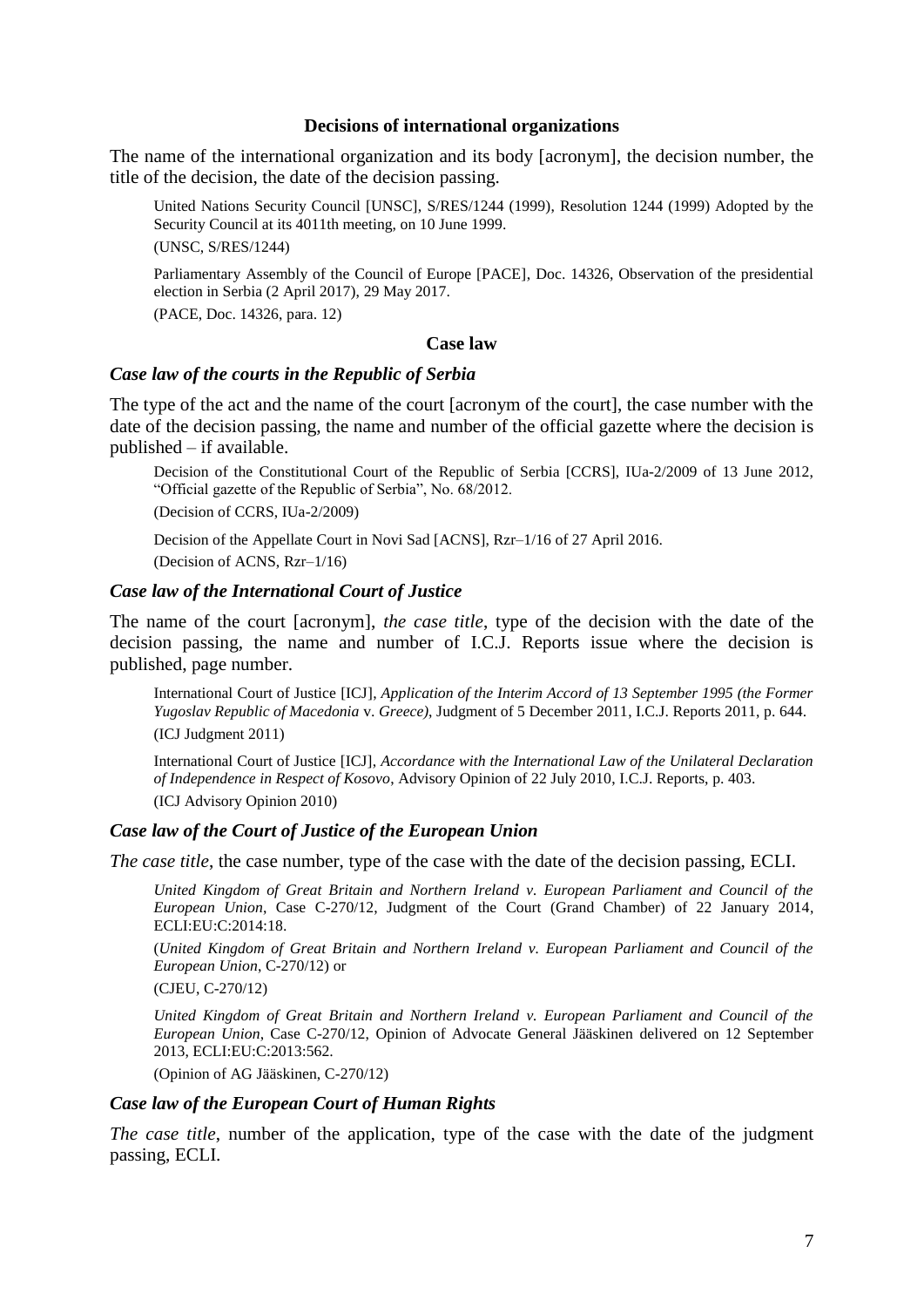### Decisions of international organizations

The name of the international organization and its body [acronym], the decision number, the title of the decision, the date of the decision passing.

> United Nations Security Council [UNSC], S/RES/1244 (1999), Resolution 1244 (1999) Adopted by the Security Council at its 4011th meeting, on 10 June 1999.
>
> (UNSC, S/RES/1244)
>
> Parliamentary Assembly of the Council of Europe [PACE], Doc. 14326, Observation of the presidential election in Serbia (2 April 2017), 29 May 2017.
>
> (PACE, Doc. 14326, para. 12)

### Case law

#### *Case law of the courts in the Republic of Serbia*

The type of the act and the name of the court [acronym of the court], the case number with the date of the decision passing, the name and number of the official gazette where the decision is published – if available.

> Decision of the Constitutional Court of the Republic of Serbia [CCRS], IUa-2/2009 of 13 June 2012, "Official gazette of the Republic of Serbia", No. 68/2012.
>
> (Decision of CCRS, IUa-2/2009)
>
> Decision of the Appellate Court in Novi Sad [ACNS], Rzr–1/16 of 27 April 2016.
>
> (Decision of ACNS, Rzr–1/16)

#### *Case law of the International Court of Justice*

The name of the court [acronym], *the case title*, type of the decision with the date of the decision passing, the name and number of I.C.J. Reports issue where the decision is published, page number.

> International Court of Justice [ICJ], *Application of the Interim Accord of 13 September 1995 (the Former Yugoslav Republic of Macedonia* v. *Greece)*, Judgment of 5 December 2011, I.C.J. Reports 2011, p. 644.
>
> (ICJ Judgment 2011)
>
> International Court of Justice [ICJ], *Accordance with the International Law of the Unilateral Declaration of Independence in Respect of Kosovo*, Advisory Opinion of 22 July 2010, I.C.J. Reports, p. 403.
>
> (ICJ Advisory Opinion 2010)

#### *Case law of the Court of Justice of the European Union*

*The case title*, the case number, type of the case with the date of the decision passing, ECLI.

> *United Kingdom of Great Britain and Northern Ireland v. European Parliament and Council of the European Union*, Case C-270/12, Judgment of the Court (Grand Chamber) of 22 January 2014, ECLI:EU:C:2014:18.
>
> (*United Kingdom of Great Britain and Northern Ireland v. European Parliament and Council of the European Union*, C-270/12) or
>
> (CJEU, C-270/12)
>
> *United Kingdom of Great Britain and Northern Ireland v. European Parliament and Council of the European Union*, Case C-270/12, Opinion of Advocate General Jääskinen delivered on 12 September 2013, ECLI:EU:C:2013:562.
>
> (Opinion of AG Jääskinen, C-270/12)

#### *Case law of the European Court of Human Rights*

*The case title*, number of the application, type of the case with the date of the judgment passing, ECLI.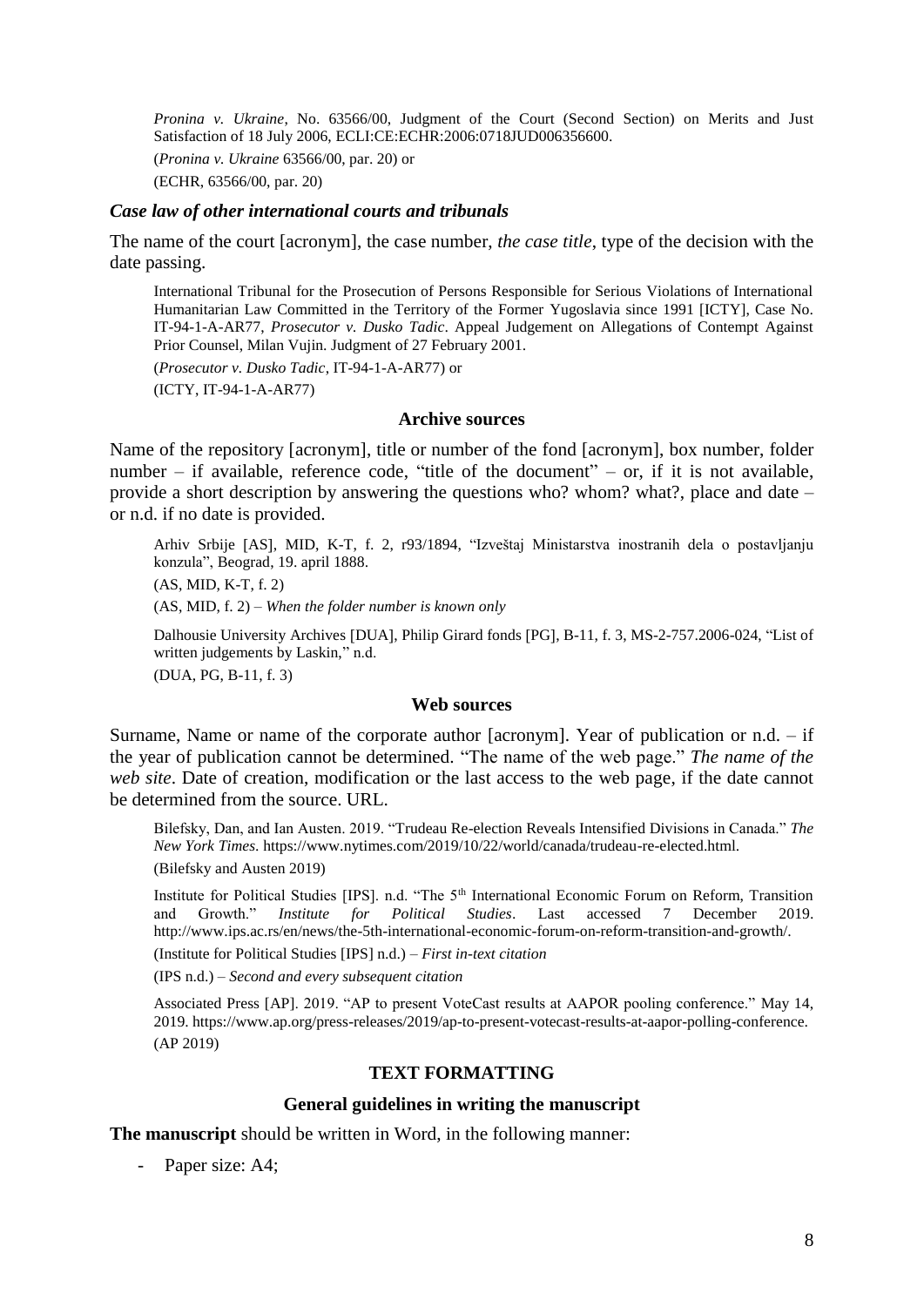*Pronina v. Ukraine*, No. 63566/00, Judgment of the Court (Second Section) on Merits and Just Satisfaction of 18 July 2006, ECLI:CE:ECHR:2006:0718JUD006356600.

(*Pronina v. Ukraine* 63566/00, par. 20) or

(ECHR, 63566/00, par. 20)

### *Case law of other international courts and tribunals*

The name of the court [acronym], the case number, *the case title*, type of the decision with the date passing.

International Tribunal for the Prosecution of Persons Responsible for Serious Violations of International Humanitarian Law Committed in the Territory of the Former Yugoslavia since 1991 [ICTY], Case No. IT-94-1-A-AR77, *Prosecutor v. Dusko Tadic*. Appeal Judgement on Allegations of Contempt Against Prior Counsel, Milan Vujin. Judgment of 27 February 2001.

(*Prosecutor v. Dusko Tadic*, IT-94-1-A-AR77) or

(ICTY, IT-94-1-A-AR77)

### Archive sources

Name of the repository [acronym], title or number of the fond [acronym], box number, folder number – if available, reference code, "title of the document" – or, if it is not available, provide a short description by answering the questions who? whom? what?, place and date – or n.d. if no date is provided.

Arhiv Srbije [AS], MID, K-T, f. 2, r93/1894, "Izveštaj Ministarstva inostranih dela o postavljanju konzula", Beograd, 19. april 1888.

(AS, MID, K-T, f. 2)

(AS, MID, f. 2) – *When the folder number is known only*

Dalhousie University Archives [DUA], Philip Girard fonds [PG], B-11, f. 3, MS-2-757.2006-024, "List of written judgements by Laskin," n.d.

(DUA, PG, B-11, f. 3)

### Web sources

Surname, Name or name of the corporate author [acronym]. Year of publication or n.d. – if the year of publication cannot be determined. "The name of the web page." *The name of the web site*. Date of creation, modification or the last access to the web page, if the date cannot be determined from the source. URL.

Bilefsky, Dan, and Ian Austen. 2019. "Trudeau Re-election Reveals Intensified Divisions in Canada." *The New York Times*. https://www.nytimes.com/2019/10/22/world/canada/trudeau-re-elected.html.

(Bilefsky and Austen 2019)

Institute for Political Studies [IPS]. n.d. "The 5th International Economic Forum on Reform, Transition and Growth." *Institute for Political Studies*. Last accessed 7 December 2019. http://www.ips.ac.rs/en/news/the-5th-international-economic-forum-on-reform-transition-and-growth/.

(Institute for Political Studies [IPS] n.d.) – *First in-text citation*

(IPS n.d.) – *Second and every subsequent citation*

Associated Press [AP]. 2019. "AP to present VoteCast results at AAPOR pooling conference." May 14, 2019. https://www.ap.org/press-releases/2019/ap-to-present-votecast-results-at-aapor-polling-conference.

(AP 2019)

## TEXT FORMATTING

### General guidelines in writing the manuscript

**The manuscript** should be written in Word, in the following manner:

- Paper size: A4;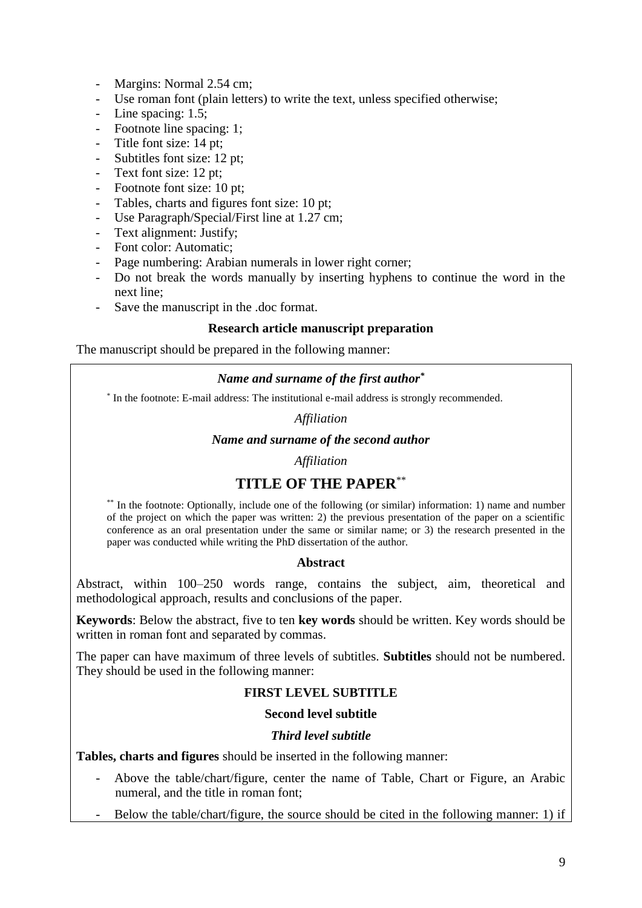- Margins: Normal 2.54 cm;
- Use roman font (plain letters) to write the text, unless specified otherwise;
- Line spacing: 1.5;
- Footnote line spacing: 1;
- Title font size: 14 pt;
- Subtitles font size: 12 pt;
- Text font size: 12 pt;
- Footnote font size: 10 pt;
- Tables, charts and figures font size: 10 pt;
- Use Paragraph/Special/First line at 1.27 cm;
- Text alignment: Justify;
- Font color: Automatic;
- Page numbering: Arabian numerals in lower right corner;
- Do not break the words manually by inserting hyphens to continue the word in the next line;
- Save the manuscript in the .doc format.

**Research article manuscript preparation**

The manuscript should be prepared in the following manner:

***Name and surname of the first author****

* In the footnote: E-mail address: The institutional e-mail address is strongly recommended.

*Affiliation*

***Name and surname of the second author***

*Affiliation*

# TITLE OF THE PAPER**

** In the footnote: Optionally, include one of the following (or similar) information: 1) name and number of the project on which the paper was written: 2) the previous presentation of the paper on a scientific conference as an oral presentation under the same or similar name; or 3) the research presented in the paper was conducted while writing the PhD dissertation of the author.

**Abstract**

Abstract, within 100–250 words range, contains the subject, aim, theoretical and methodological approach, results and conclusions of the paper.

**Keywords**: Below the abstract, five to ten **key words** should be written. Key words should be written in roman font and separated by commas.

The paper can have maximum of three levels of subtitles. **Subtitles** should not be numbered. They should be used in the following manner:

**FIRST LEVEL SUBTITLE**

**Second level subtitle**

***Third level subtitle***

**Tables, charts and figures** should be inserted in the following manner:

- Above the table/chart/figure, center the name of Table, Chart or Figure, an Arabic numeral, and the title in roman font;
- Below the table/chart/figure, the source should be cited in the following manner: 1) if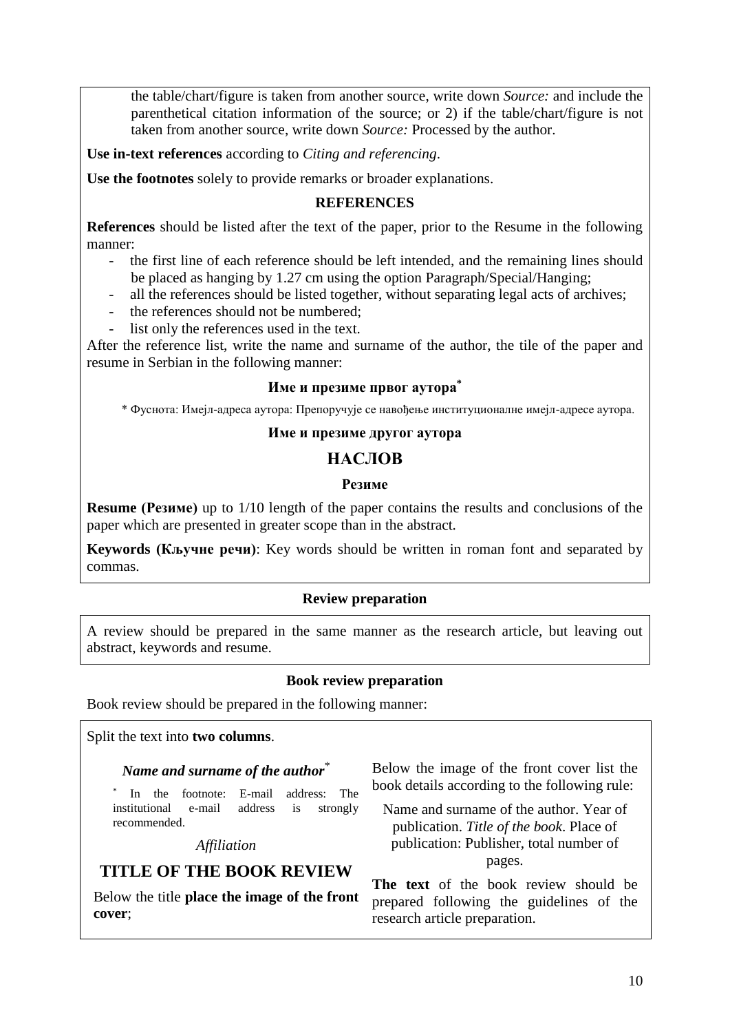the table/chart/figure is taken from another source, write down *Source:* and include the parenthetical citation information of the source; or 2) if the table/chart/figure is not taken from another source, write down *Source:* Processed by the author.

**Use in-text references** according to *Citing and referencing*.

**Use the footnotes** solely to provide remarks or broader explanations.

**REFERENCES**

**References** should be listed after the text of the paper, prior to the Resume in the following manner:

- the first line of each reference should be left intended, and the remaining lines should be placed as hanging by 1.27 cm using the option Paragraph/Special/Hanging;
- all the references should be listed together, without separating legal acts of archives;
- the references should not be numbered;
- list only the references used in the text.

After the reference list, write the name and surname of the author, the tile of the paper and resume in Serbian in the following manner:

**Име и презиме првог аутора***

\* Фуснота: Имејл-адреса аутора: Препоручује се навођење институционалне имејл-адресе аутора.

**Име и презиме другог аутора**

**НАСЛОВ**

**Резиме**

**Resume (Резиме)** up to 1/10 length of the paper contains the results and conclusions of the paper which are presented in greater scope than in the abstract.

**Keywords (Кључне речи)**: Key words should be written in roman font and separated by commas.

**Review preparation**

A review should be prepared in the same manner as the research article, but leaving out abstract, keywords and resume.

**Book review preparation**

Book review should be prepared in the following manner:

Split the text into **two columns**.

***Name and surname of the author****

\* In the footnote: E-mail address: The institutional e-mail address is strongly recommended.

*Affiliation*

**TITLE OF THE BOOK REVIEW**

Below the title **place the image of the front cover**;

Below the image of the front cover list the book details according to the following rule:

Name and surname of the author. Year of publication. *Title of the book*. Place of publication: Publisher, total number of pages.

**The text** of the book review should be prepared following the guidelines of the research article preparation.